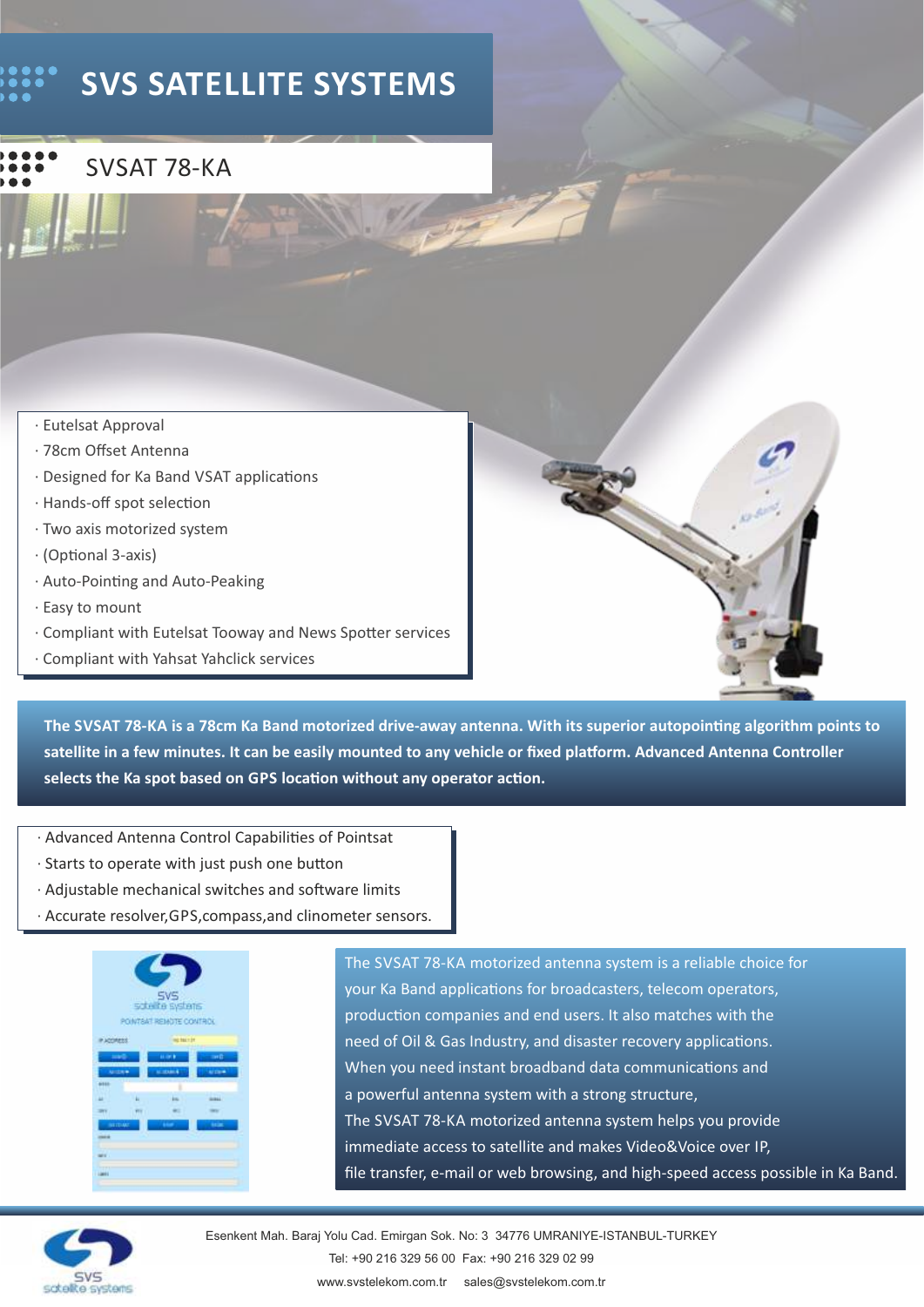# SVS SATELLITE SYSTEMS

## SVSAT 78-KA

- Eutelsat Approval
- 78cm Offset Antenna
- Designed for Ka Band VSAT applications
- Hands-off spot selection
- Two axis motorized system
- (Optional 3-axis)
- Auto-Pointing and Auto-Peaking
- Easy to mount
- Compliant with Eutelsat Tooway and News Spotter services
- Compliant with Yahsat Yahclick services

**The SVSAT 78-KA is a 78cm Ka Band motorized drive-away antenna. With its superior autopointing algorithm points to satellite in a few minutes. It can be easily mounted to any vehicle or fixed platform. Advanced Antenna Controller selects the Ka spot based on GPS location without any operator action.**

- Advanced Antenna Control Capabilities of Pointsat
- Starts to operate with just push one button
- Adjustable mechanical switches and software limits
- Accurate resolver,GPS,compass,and clinometer sensors.

The SVSAT 78-KA motorized antenna system is a reliable choice for your Ka Band applications for broadcasters, telecom operators, production companies and end users. It also matches with the need of Oil & Gas Industry, and disaster recovery applications. When you need instant broadband data communications and a powerful antenna system with a strong structure, The SVSAT 78-KA motorized antenna system helps you provide immediate access to satellite and makes Video&Voice over IP, file transfer, e-mail or web browsing, and high-speed access possible in Ka Band.

Esenkent Mah. Baraj Yolu Cad. Emirgan Sok. No: 3 34776 UMRANIYE-ISTANBUL-TURKEY
Tel: +90 216 329 56 00 Fax: +90 216 329 02 99
www.svstelekom.com.tr sales@svstelekom.com.tr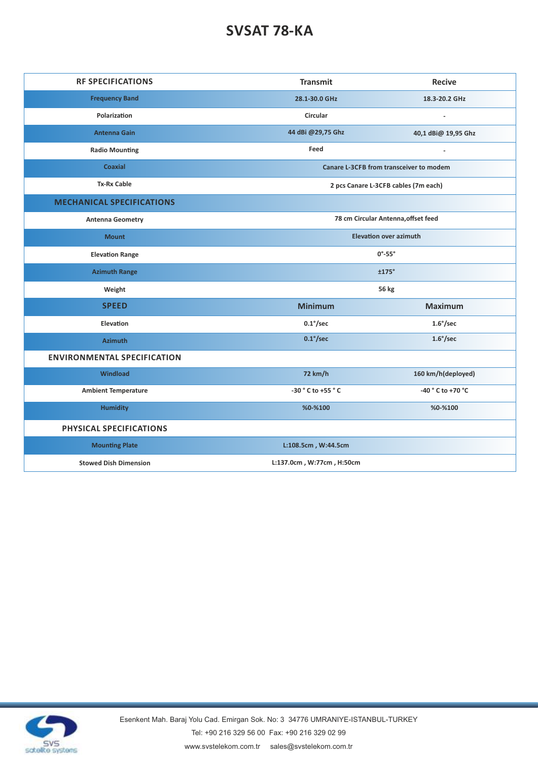# SVSAT 78-KA

| RF SPECIFICATIONS | Transmit | Recive |
|---|---|---|
| Frequency Band | 28.1-30.0 GHz | 18.3-20.2 GHz |
| Polarization | Circular | - |
| Antenna Gain | 44 dBi @29,75 Ghz | 40,1 dBi@ 19,95 Ghz |
| Radio Mounting | Feed | - |
| Coaxial | Canare L-3CFB from transceiver to modem | |
| Tx-Rx Cable | 2 pcs Canare L-3CFB cables (7m each) | |
| **MECHANICAL SPECIFICATIONS** | | |
| Antenna Geometry | 78 cm Circular Antenna,offset feed | |
| Mount | Elevation over azimuth | |
| Elevation Range | 0°-55° | |
| Azimuth Range | ±175° | |
| Weight | 56 kg | |
| **SPEED** | **Minimum** | **Maximum** |
| Elevation | 0.1°/sec | 1.6°/sec |
| Azimuth | 0.1°/sec | 1.6°/sec |
| **ENVIRONMENTAL SPECIFICATION** | | |
| Windload | 72 km/h | 160 km/h(deployed) |
| Ambient Temperature | -30 ° C to +55 ° C | -40 ° C to +70 °C |
| Humidity | %0-%100 | %0-%100 |
| **PHYSICAL SPECIFICATIONS** | | |
| Mounting Plate | L:108.5cm , W:44.5cm | |
| Stowed Dish Dimension | L:137.0cm , W:77cm , H:50cm | |

SVS satellite systems

Esenkent Mah. Baraj Yolu Cad. Emirgan Sok. No: 3 34776 UMRANIYE-ISTANBUL-TURKEY

Tel: +90 216 329 56 00 Fax: +90 216 329 02 99

www.svstelekom.com.tr sales@svstelekom.com.tr